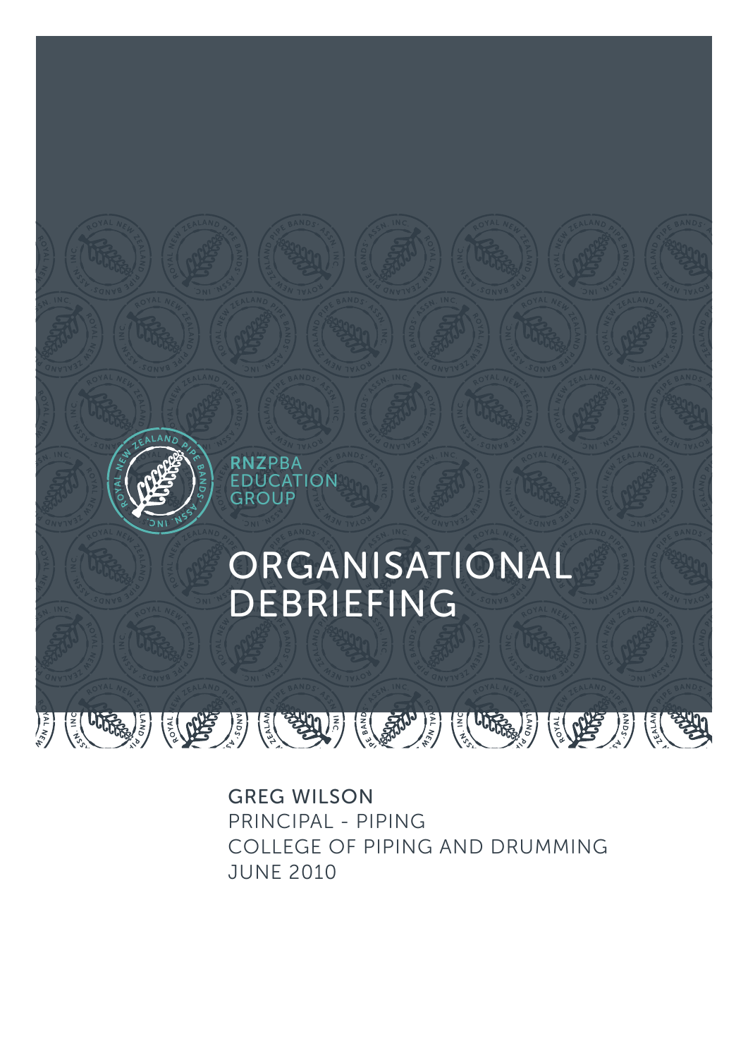RNZPBA
EDUCATION
GROUP

# ORGANISATIONAL DEBRIEFING

GREG WILSON
PRINCIPAL - PIPING
COLLEGE OF PIPING AND DRUMMING
JUNE 2010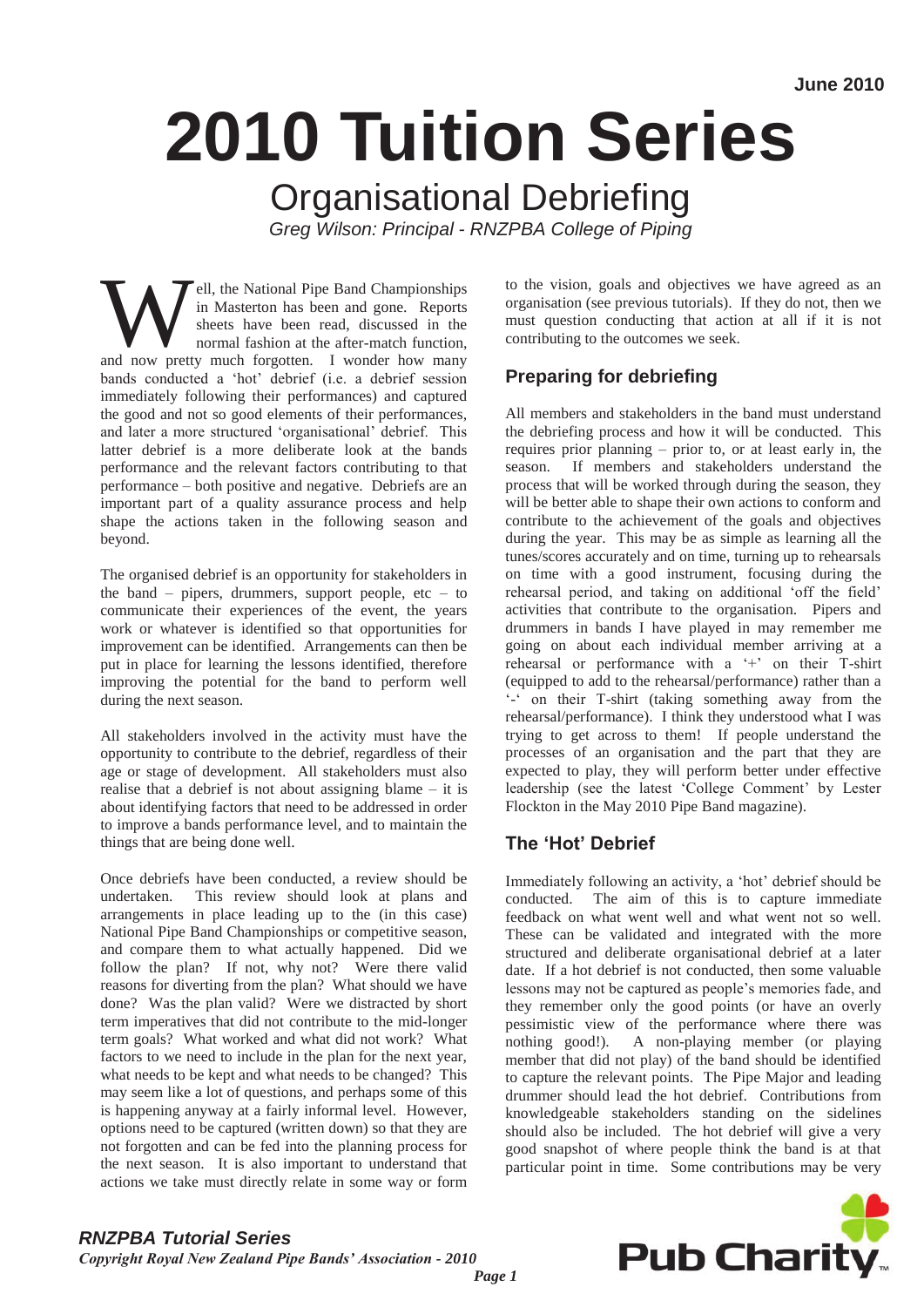# 2010 Tuition Series

## Organisational Debriefing

*Greg Wilson: Principal - RNZPBA College of Piping*

Well, the National Pipe Band Championships in Masterton has been and gone. Reports sheets have been read, discussed in the normal fashion at the after-match function, and now pretty much forgotten. I wonder how many bands conducted a 'hot' debrief (i.e. a debrief session immediately following their performances) and captured the good and not so good elements of their performances, and later a more structured 'organisational' debrief. This latter debrief is a more deliberate look at the bands performance and the relevant factors contributing to that performance – both positive and negative. Debriefs are an important part of a quality assurance process and help shape the actions taken in the following season and beyond.

The organised debrief is an opportunity for stakeholders in the band – pipers, drummers, support people, etc – to communicate their experiences of the event, the years work or whatever is identified so that opportunities for improvement can be identified. Arrangements can then be put in place for learning the lessons identified, therefore improving the potential for the band to perform well during the next season.

All stakeholders involved in the activity must have the opportunity to contribute to the debrief, regardless of their age or stage of development. All stakeholders must also realise that a debrief is not about assigning blame – it is about identifying factors that need to be addressed in order to improve a bands performance level, and to maintain the things that are being done well.

Once debriefs have been conducted, a review should be undertaken. This review should look at plans and arrangements in place leading up to the (in this case) National Pipe Band Championships or competitive season, and compare them to what actually happened. Did we follow the plan? If not, why not? Were there valid reasons for diverting from the plan? What should we have done? Was the plan valid? Were we distracted by short term imperatives that did not contribute to the mid-longer term goals? What worked and what did not work? What factors to we need to include in the plan for the next year, what needs to be kept and what needs to be changed? This may seem like a lot of questions, and perhaps some of this is happening anyway at a fairly informal level. However, options need to be captured (written down) so that they are not forgotten and can be fed into the planning process for the next season. It is also important to understand that actions we take must directly relate in some way or form to the vision, goals and objectives we have agreed as an organisation (see previous tutorials). If they do not, then we must question conducting that action at all if it is not contributing to the outcomes we seek.

### Preparing for debriefing

All members and stakeholders in the band must understand the debriefing process and how it will be conducted. This requires prior planning – prior to, or at least early in, the season. If members and stakeholders understand the process that will be worked through during the season, they will be better able to shape their own actions to conform and contribute to the achievement of the goals and objectives during the year. This may be as simple as learning all the tunes/scores accurately and on time, turning up to rehearsals on time with a good instrument, focusing during the rehearsal period, and taking on additional 'off the field' activities that contribute to the organisation. Pipers and drummers in bands I have played in may remember me going on about each individual member arriving at a rehearsal or performance with a '+' on their T-shirt (equipped to add to the rehearsal/performance) rather than a '-' on their T-shirt (taking something away from the rehearsal/performance). I think they understood what I was trying to get across to them! If people understand the processes of an organisation and the part that they are expected to play, they will perform better under effective leadership (see the latest 'College Comment' by Lester Flockton in the May 2010 Pipe Band magazine).

### The 'Hot' Debrief

Immediately following an activity, a 'hot' debrief should be conducted. The aim of this is to capture immediate feedback on what went well and what went not so well. These can be validated and integrated with the more structured and deliberate organisational debrief at a later date. If a hot debrief is not conducted, then some valuable lessons may not be captured as people's memories fade, and they remember only the good points (or have an overly pessimistic view of the performance where there was nothing good!). A non-playing member (or playing member that did not play) of the band should be identified to capture the relevant points. The Pipe Major and leading drummer should lead the hot debrief. Contributions from knowledgeable stakeholders standing on the sidelines should also be included. The hot debrief will give a very good snapshot of where people think the band is at that particular point in time. Some contributions may be very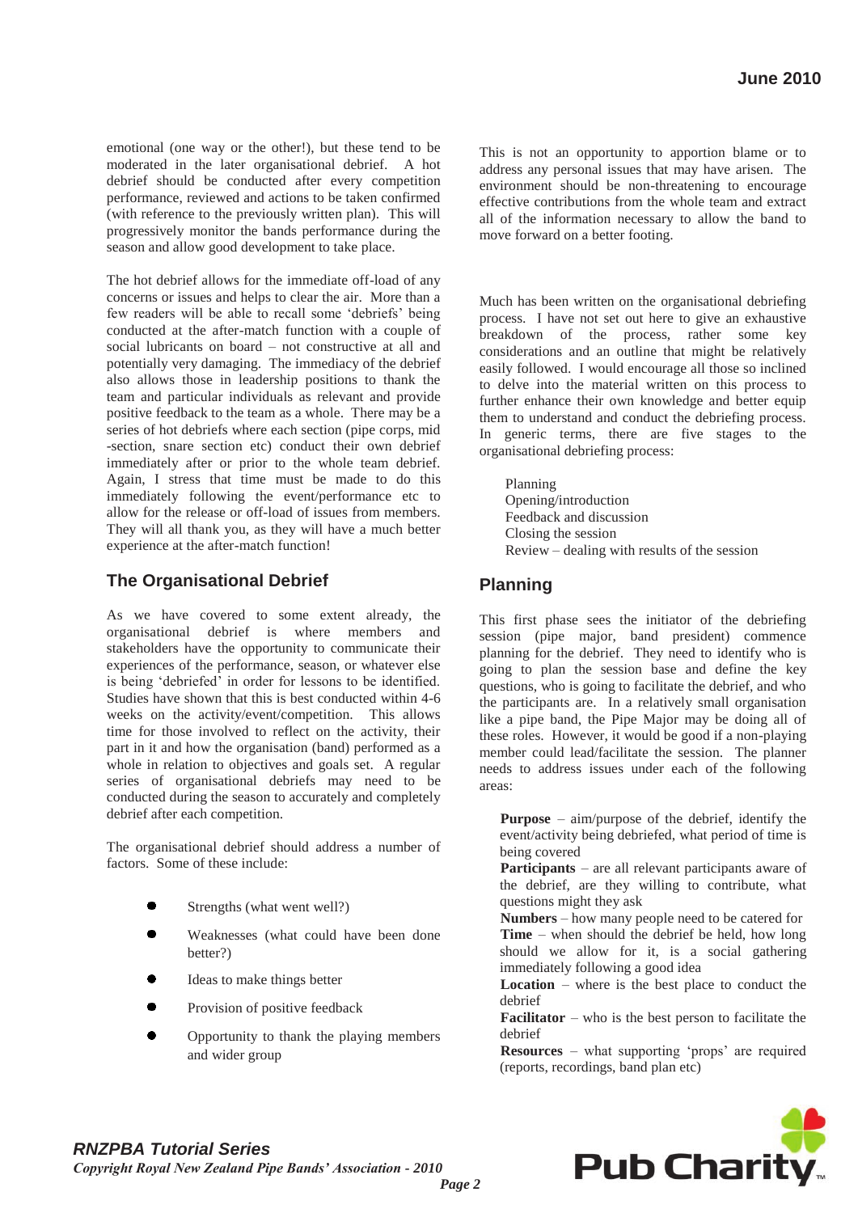emotional (one way or the other!), but these tend to be moderated in the later organisational debrief. A hot debrief should be conducted after every competition performance, reviewed and actions to be taken confirmed (with reference to the previously written plan). This will progressively monitor the bands performance during the season and allow good development to take place.

The hot debrief allows for the immediate off-load of any concerns or issues and helps to clear the air. More than a few readers will be able to recall some 'debriefs' being conducted at the after-match function with a couple of social lubricants on board – not constructive at all and potentially very damaging. The immediacy of the debrief also allows those in leadership positions to thank the team and particular individuals as relevant and provide positive feedback to the team as a whole. There may be a series of hot debriefs where each section (pipe corps, mid -section, snare section etc) conduct their own debrief immediately after or prior to the whole team debrief. Again, I stress that time must be made to do this immediately following the event/performance etc to allow for the release or off-load of issues from members. They will all thank you, as they will have a much better experience at the after-match function!

## The Organisational Debrief

As we have covered to some extent already, the organisational debrief is where members and stakeholders have the opportunity to communicate their experiences of the performance, season, or whatever else is being 'debriefed' in order for lessons to be identified. Studies have shown that this is best conducted within 4-6 weeks on the activity/event/competition. This allows time for those involved to reflect on the activity, their part in it and how the organisation (band) performed as a whole in relation to objectives and goals set. A regular series of organisational debriefs may need to be conducted during the season to accurately and completely debrief after each competition.

The organisational debrief should address a number of factors. Some of these include:

- Strengths (what went well?)
- Weaknesses (what could have been done better?)
- Ideas to make things better
- Provision of positive feedback
- Opportunity to thank the playing members and wider group

This is not an opportunity to apportion blame or to address any personal issues that may have arisen. The environment should be non-threatening to encourage effective contributions from the whole team and extract all of the information necessary to allow the band to move forward on a better footing.

Much has been written on the organisational debriefing process. I have not set out here to give an exhaustive breakdown of the process, rather some key considerations and an outline that might be relatively easily followed. I would encourage all those so inclined to delve into the material written on this process to further enhance their own knowledge and better equip them to understand and conduct the debriefing process. In generic terms, there are five stages to the organisational debriefing process:

- Planning
- Opening/introduction
- Feedback and discussion
- Closing the session
- Review – dealing with results of the session

## Planning

This first phase sees the initiator of the debriefing session (pipe major, band president) commence planning for the debrief. They need to identify who is going to plan the session base and define the key questions, who is going to facilitate the debrief, and who the participants are. In a relatively small organisation like a pipe band, the Pipe Major may be doing all of these roles. However, it would be good if a non-playing member could lead/facilitate the session. The planner needs to address issues under each of the following areas:

**Purpose** – aim/purpose of the debrief, identify the event/activity being debriefed, what period of time is being covered
**Participants** – are all relevant participants aware of the debrief, are they willing to contribute, what questions might they ask
**Numbers** – how many people need to be catered for
**Time** – when should the debrief be held, how long should we allow for it, is a social gathering immediately following a good idea
**Location** – where is the best place to conduct the debrief
**Facilitator** – who is the best person to facilitate the debrief
**Resources** – what supporting 'props' are required (reports, recordings, band plan etc)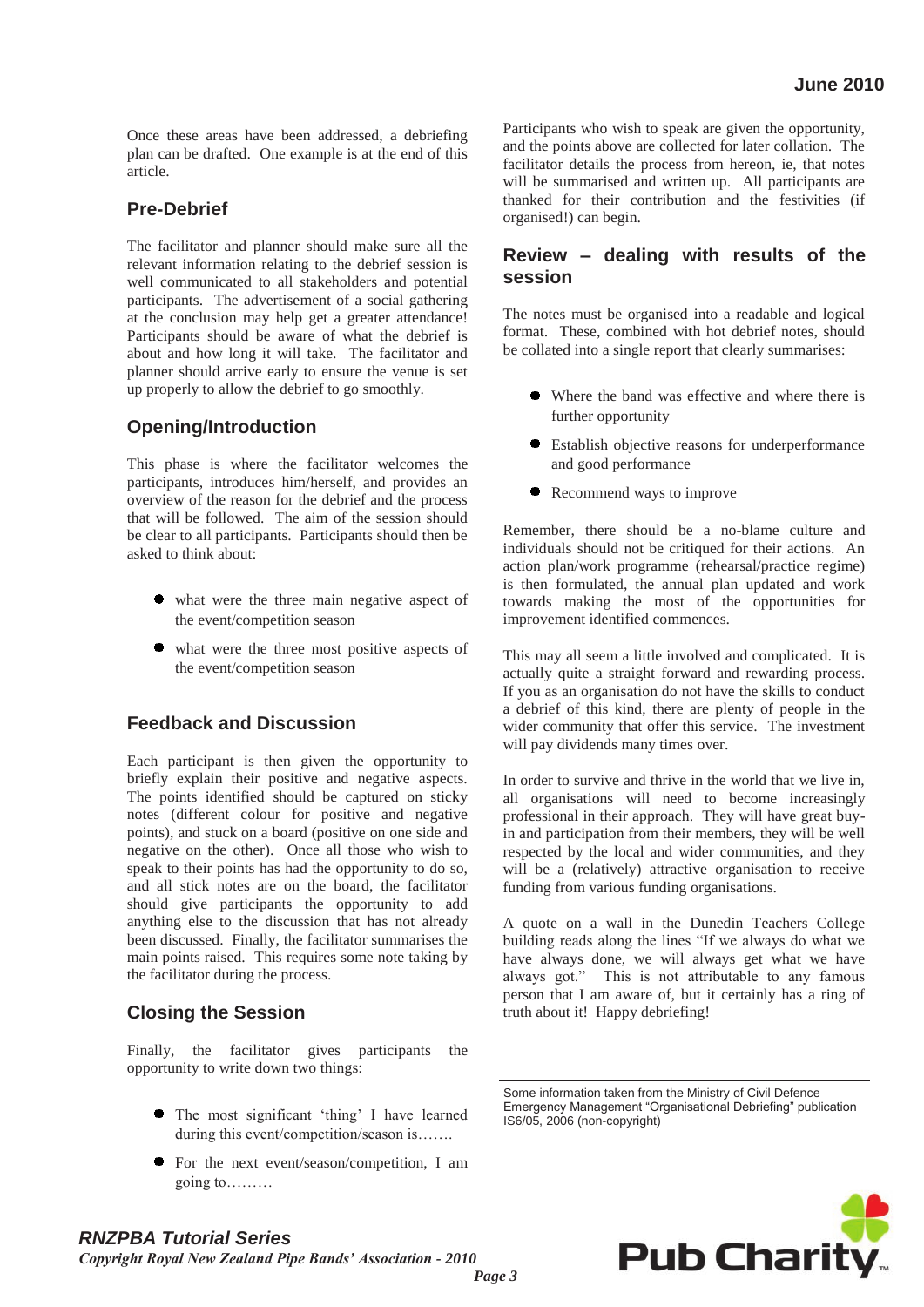Once these areas have been addressed, a debriefing plan can be drafted. One example is at the end of this article.

## Pre-Debrief

The facilitator and planner should make sure all the relevant information relating to the debrief session is well communicated to all stakeholders and potential participants. The advertisement of a social gathering at the conclusion may help get a greater attendance! Participants should be aware of what the debrief is about and how long it will take. The facilitator and planner should arrive early to ensure the venue is set up properly to allow the debrief to go smoothly.

## Opening/Introduction

This phase is where the facilitator welcomes the participants, introduces him/herself, and provides an overview of the reason for the debrief and the process that will be followed. The aim of the session should be clear to all participants. Participants should then be asked to think about:

- what were the three main negative aspect of the event/competition season
- what were the three most positive aspects of the event/competition season

## Feedback and Discussion

Each participant is then given the opportunity to briefly explain their positive and negative aspects. The points identified should be captured on sticky notes (different colour for positive and negative points), and stuck on a board (positive on one side and negative on the other). Once all those who wish to speak to their points has had the opportunity to do so, and all stick notes are on the board, the facilitator should give participants the opportunity to add anything else to the discussion that has not already been discussed. Finally, the facilitator summarises the main points raised. This requires some note taking by the facilitator during the process.

## Closing the Session

Finally, the facilitator gives participants the opportunity to write down two things:

- The most significant 'thing' I have learned during this event/competition/season is…….
- For the next event/season/competition, I am going to………

Participants who wish to speak are given the opportunity, and the points above are collected for later collation. The facilitator details the process from hereon, ie, that notes will be summarised and written up. All participants are thanked for their contribution and the festivities (if organised!) can begin.

## Review – dealing with results of the session

The notes must be organised into a readable and logical format. These, combined with hot debrief notes, should be collated into a single report that clearly summarises:

- Where the band was effective and where there is further opportunity
- Establish objective reasons for underperformance and good performance
- Recommend ways to improve

Remember, there should be a no-blame culture and individuals should not be critiqued for their actions. An action plan/work programme (rehearsal/practice regime) is then formulated, the annual plan updated and work towards making the most of the opportunities for improvement identified commences.

This may all seem a little involved and complicated. It is actually quite a straight forward and rewarding process. If you as an organisation do not have the skills to conduct a debrief of this kind, there are plenty of people in the wider community that offer this service. The investment will pay dividends many times over.

In order to survive and thrive in the world that we live in, all organisations will need to become increasingly professional in their approach. They will have great buy-in and participation from their members, they will be well respected by the local and wider communities, and they will be a (relatively) attractive organisation to receive funding from various funding organisations.

A quote on a wall in the Dunedin Teachers College building reads along the lines "If we always do what we have always done, we will always get what we have always got." This is not attributable to any famous person that I am aware of, but it certainly has a ring of truth about it! Happy debriefing!

---

Some information taken from the Ministry of Civil Defence Emergency Management "Organisational Debriefing" publication IS6/05, 2006 (non-copyright)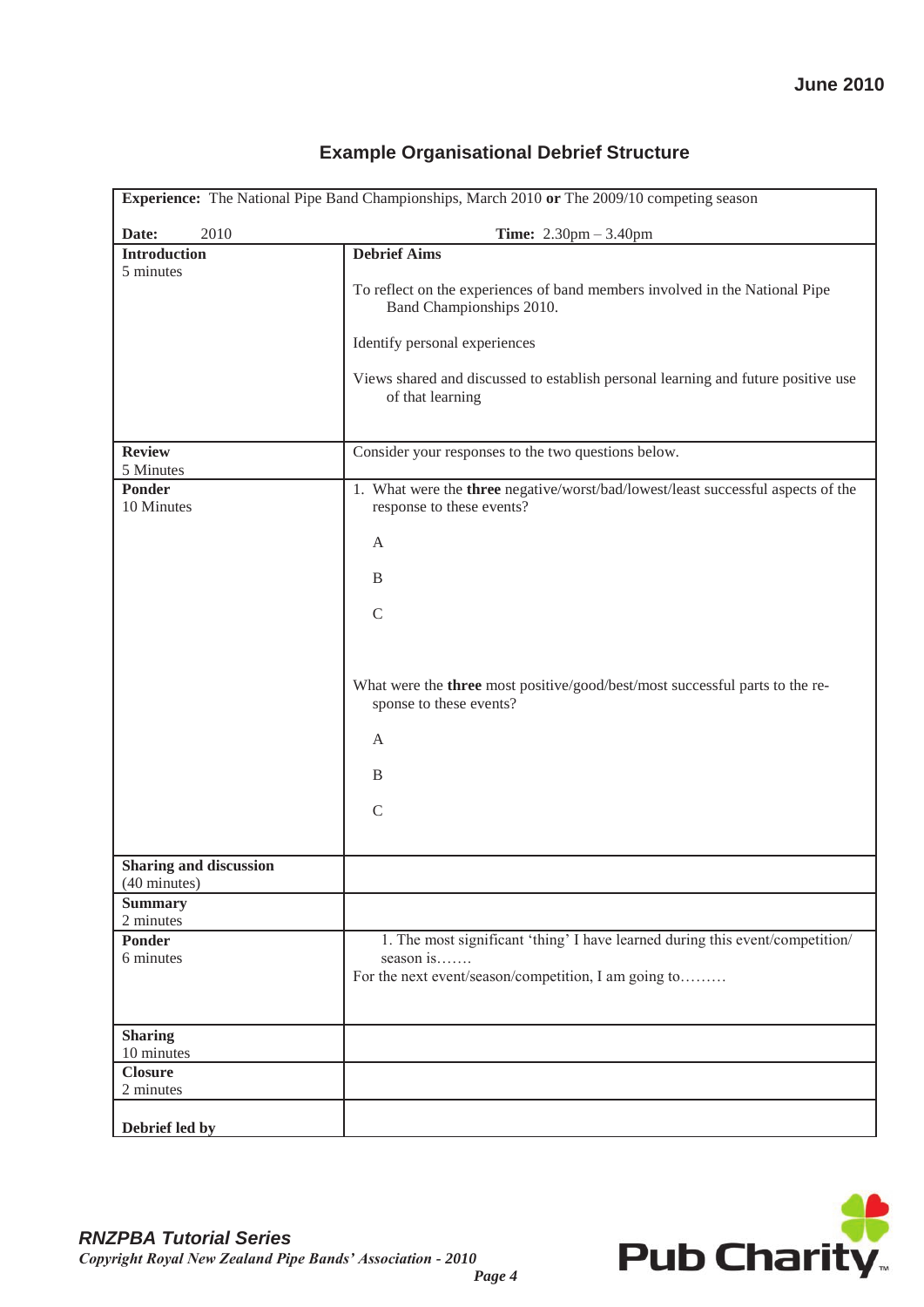## Example Organisational Debrief Structure

| | |
|---|---|
| **Experience:** The National Pipe Band Championships, March 2010 **or** The 2009/10 competing season | |
| **Date:** 2010 | **Time:** 2.30pm – 3.40pm |
| **Introduction**<br>5 minutes | **Debrief Aims**<br><br>To reflect on the experiences of band members involved in the National Pipe Band Championships 2010.<br><br>Identify personal experiences<br><br>Views shared and discussed to establish personal learning and future positive use of that learning |
| **Review**<br>5 Minutes | Consider your responses to the two questions below. |
| **Ponder**<br>10 Minutes | 1. What were the **three** negative/worst/bad/lowest/least successful aspects of the response to these events?<br><br>A<br><br>B<br><br>C<br><br>What were the **three** most positive/good/best/most successful parts to the response to these events?<br><br>A<br><br>B<br><br>C |
| **Sharing and discussion**<br>(40 minutes) | |
| **Summary**<br>2 minutes | |
| **Ponder**<br>6 minutes | 1. The most significant 'thing' I have learned during this event/competition/ season is…….<br>For the next event/season/competition, I am going to……… |
| **Sharing**<br>10 minutes | |
| **Closure**<br>2 minutes | |
| **Debrief led by** | |

*RNZPBA Tutorial Series*
*Copyright Royal New Zealand Pipe Bands' Association - 2010*